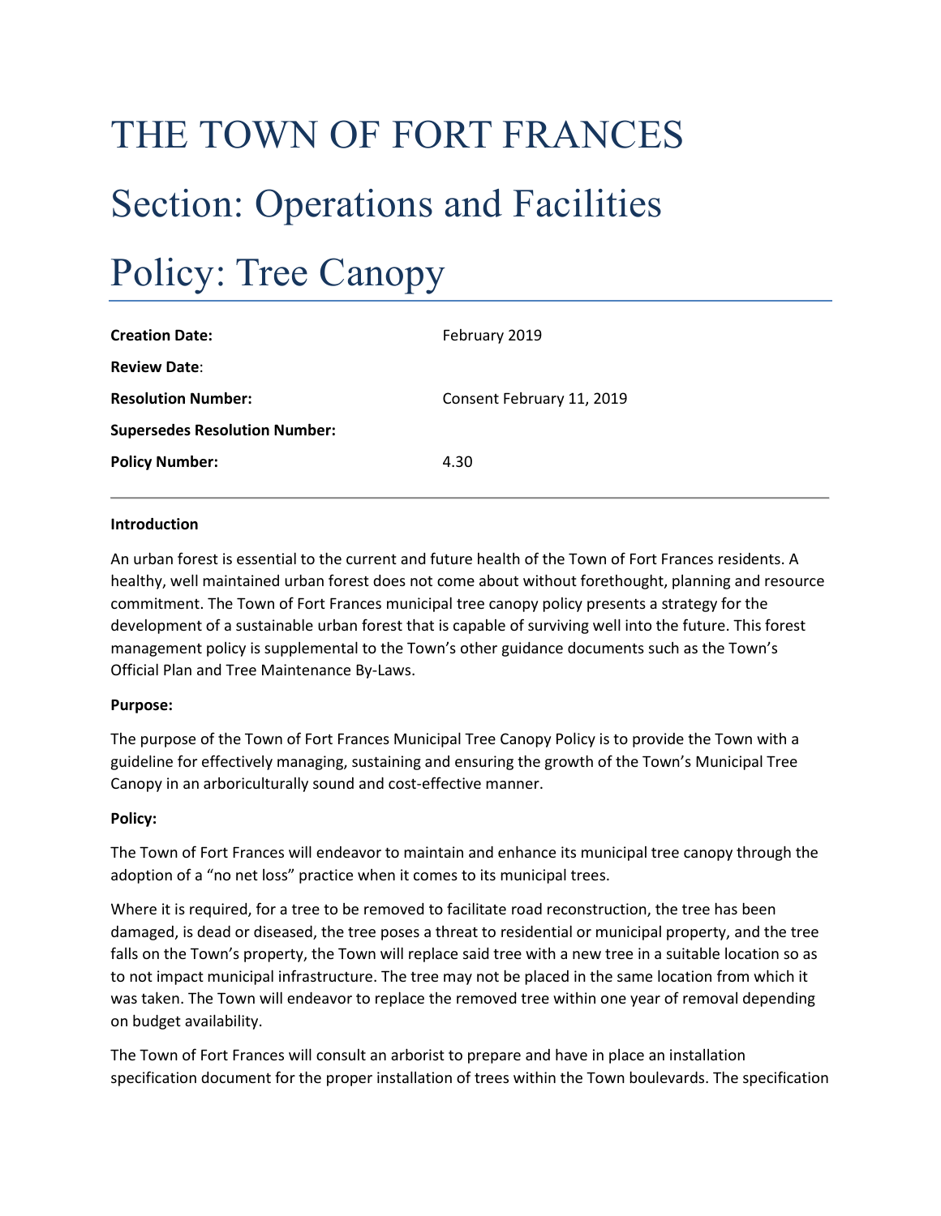# THE TOWN OF FORT FRANCES

# Section: Operations and Facilities

# Policy: Tree Canopy

| | |
|---|---|
| **Creation Date:** | February 2019 |
| **Review Date**: | |
| **Resolution Number:** | Consent February 11, 2019 |
| **Supersedes Resolution Number:** | |
| **Policy Number:** | 4.30 |

---

**Introduction**

An urban forest is essential to the current and future health of the Town of Fort Frances residents. A healthy, well maintained urban forest does not come about without forethought, planning and resource commitment. The Town of Fort Frances municipal tree canopy policy presents a strategy for the development of a sustainable urban forest that is capable of surviving well into the future. This forest management policy is supplemental to the Town's other guidance documents such as the Town's Official Plan and Tree Maintenance By-Laws.

**Purpose:**

The purpose of the Town of Fort Frances Municipal Tree Canopy Policy is to provide the Town with a guideline for effectively managing, sustaining and ensuring the growth of the Town's Municipal Tree Canopy in an arboriculturally sound and cost-effective manner.

**Policy:**

The Town of Fort Frances will endeavor to maintain and enhance its municipal tree canopy through the adoption of a "no net loss" practice when it comes to its municipal trees.

Where it is required, for a tree to be removed to facilitate road reconstruction, the tree has been damaged, is dead or diseased, the tree poses a threat to residential or municipal property, and the tree falls on the Town's property, the Town will replace said tree with a new tree in a suitable location so as to not impact municipal infrastructure. The tree may not be placed in the same location from which it was taken. The Town will endeavor to replace the removed tree within one year of removal depending on budget availability.

The Town of Fort Frances will consult an arborist to prepare and have in place an installation specification document for the proper installation of trees within the Town boulevards. The specification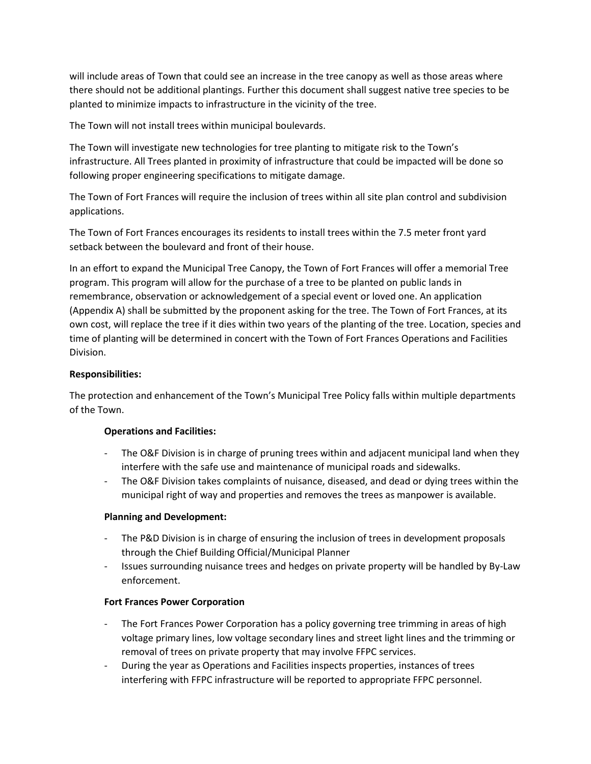will include areas of Town that could see an increase in the tree canopy as well as those areas where there should not be additional plantings. Further this document shall suggest native tree species to be planted to minimize impacts to infrastructure in the vicinity of the tree.

The Town will not install trees within municipal boulevards.

The Town will investigate new technologies for tree planting to mitigate risk to the Town's infrastructure. All Trees planted in proximity of infrastructure that could be impacted will be done so following proper engineering specifications to mitigate damage.

The Town of Fort Frances will require the inclusion of trees within all site plan control and subdivision applications.

The Town of Fort Frances encourages its residents to install trees within the 7.5 meter front yard setback between the boulevard and front of their house.

In an effort to expand the Municipal Tree Canopy, the Town of Fort Frances will offer a memorial Tree program. This program will allow for the purchase of a tree to be planted on public lands in remembrance, observation or acknowledgement of a special event or loved one. An application (Appendix A) shall be submitted by the proponent asking for the tree. The Town of Fort Frances, at its own cost, will replace the tree if it dies within two years of the planting of the tree. Location, species and time of planting will be determined in concert with the Town of Fort Frances Operations and Facilities Division.

**Responsibilities:**

The protection and enhancement of the Town's Municipal Tree Policy falls within multiple departments of the Town.

**Operations and Facilities:**

- The O&F Division is in charge of pruning trees within and adjacent municipal land when they interfere with the safe use and maintenance of municipal roads and sidewalks.
- The O&F Division takes complaints of nuisance, diseased, and dead or dying trees within the municipal right of way and properties and removes the trees as manpower is available.

**Planning and Development:**

- The P&D Division is in charge of ensuring the inclusion of trees in development proposals through the Chief Building Official/Municipal Planner
- Issues surrounding nuisance trees and hedges on private property will be handled by By-Law enforcement.

**Fort Frances Power Corporation**

- The Fort Frances Power Corporation has a policy governing tree trimming in areas of high voltage primary lines, low voltage secondary lines and street light lines and the trimming or removal of trees on private property that may involve FFPC services.
- During the year as Operations and Facilities inspects properties, instances of trees interfering with FFPC infrastructure will be reported to appropriate FFPC personnel.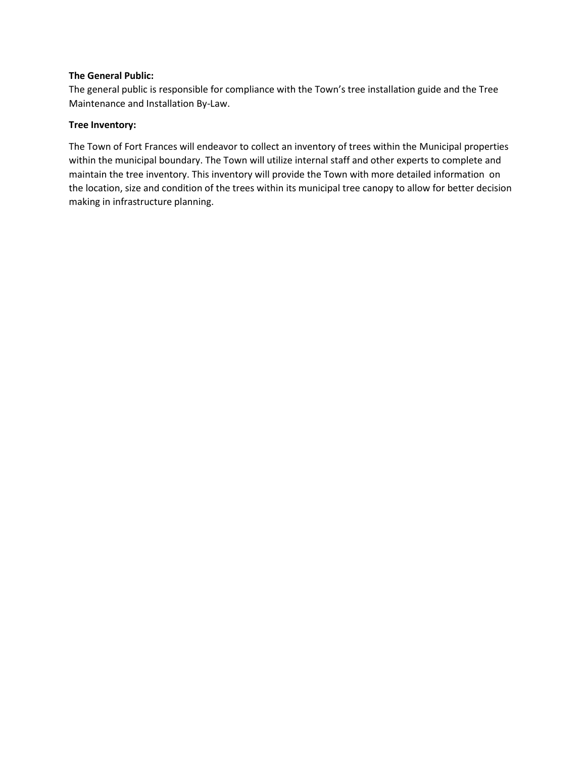**The General Public:**

The general public is responsible for compliance with the Town's tree installation guide and the Tree Maintenance and Installation By-Law.

**Tree Inventory:**

The Town of Fort Frances will endeavor to collect an inventory of trees within the Municipal properties within the municipal boundary. The Town will utilize internal staff and other experts to complete and maintain the tree inventory. This inventory will provide the Town with more detailed information on the location, size and condition of the trees within its municipal tree canopy to allow for better decision making in infrastructure planning.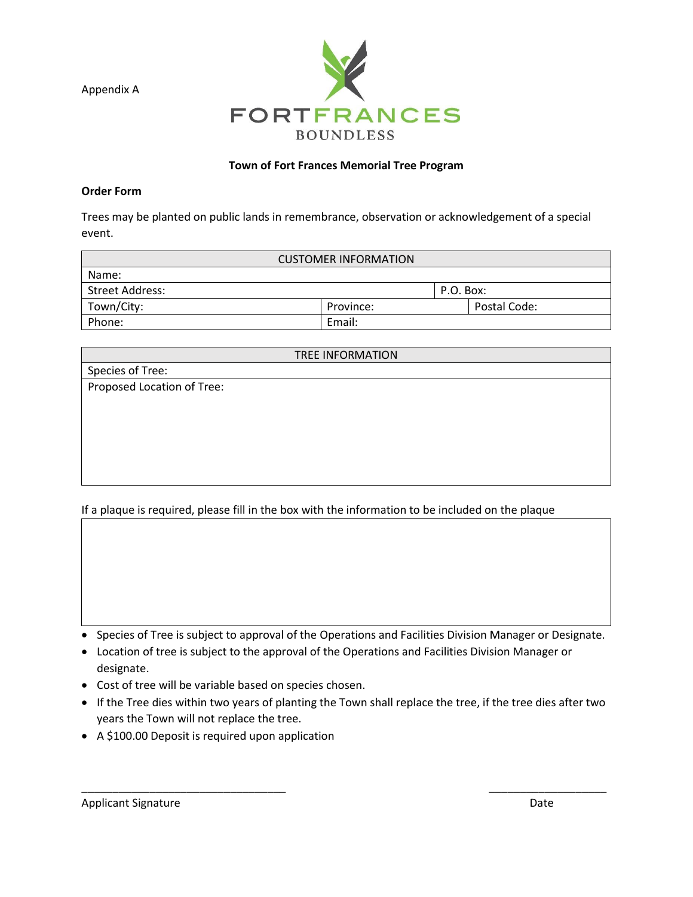Appendix A

FORTFRANCES
BOUNDLESS

**Town of Fort Frances Memorial Tree Program**

**Order Form**

Trees may be planted on public lands in remembrance, observation or acknowledgement of a special event.

| CUSTOMER INFORMATION | | |
|---|---|---|
| Name: | | |
| Street Address: | | P.O. Box: |
| Town/City: | Province: | Postal Code: |
| Phone: | Email: | |

| TREE INFORMATION |
|---|
| Species of Tree: |
| Proposed Location of Tree: |

If a plaque is required, please fill in the box with the information to be included on the plaque

| |
|---|
| |

- Species of Tree is subject to approval of the Operations and Facilities Division Manager or Designate.
- Location of tree is subject to the approval of the Operations and Facilities Division Manager or designate.
- Cost of tree will be variable based on species chosen.
- If the Tree dies within two years of planting the Town shall replace the tree, if the tree dies after two years the Town will not replace the tree.
- A $100.00 Deposit is required upon application

_________________________________ ___________________

Applicant Signature Date